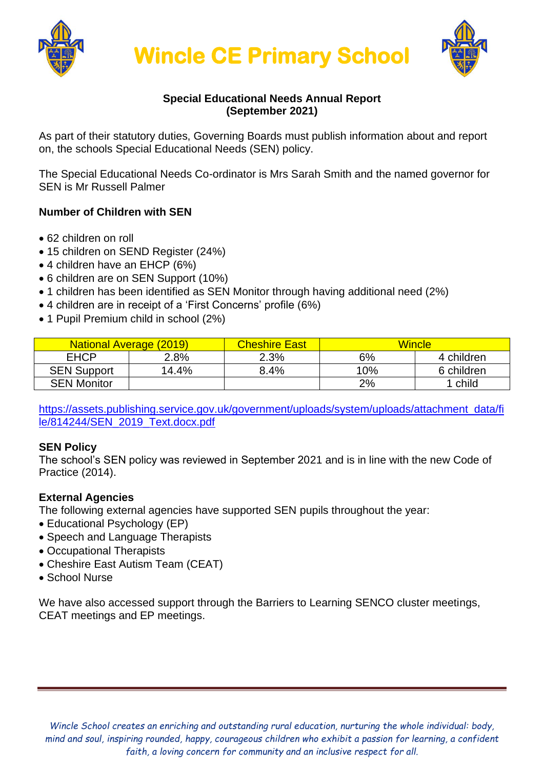# Wincle CE Primary School

## Special Educational Needs Annual Report (September 2021)

As part of their statutory duties, Governing Boards must publish information about and report on, the schools Special Educational Needs (SEN) policy.

The Special Educational Needs Co-ordinator is Mrs Sarah Smith and the named governor for SEN is Mr Russell Palmer

### Number of Children with SEN

- 62 children on roll
- 15 children on SEND Register (24%)
- 4 children have an EHCP (6%)
- 6 children are on SEN Support (10%)
- 1 children has been identified as SEN Monitor through having additional need (2%)
- 4 children are in receipt of a 'First Concerns' profile (6%)
- 1 Pupil Premium child in school (2%)

| National Average (2019) | | Cheshire East | Wincle | |
|---|---|---|---|---|
| EHCP | 2.8% | 2.3% | 6% | 4 children |
| SEN Support | 14.4% | 8.4% | 10% | 6 children |
| SEN Monitor | | | 2% | 1 child |

https://assets.publishing.service.gov.uk/government/uploads/system/uploads/attachment_data/file/814244/SEN_2019_Text.docx.pdf

### SEN Policy

The school's SEN policy was reviewed in September 2021 and is in line with the new Code of Practice (2014).

### External Agencies

The following external agencies have supported SEN pupils throughout the year:

- Educational Psychology (EP)
- Speech and Language Therapists
- Occupational Therapists
- Cheshire East Autism Team (CEAT)
- School Nurse

We have also accessed support through the Barriers to Learning SENCO cluster meetings, CEAT meetings and EP meetings.

*Wincle School creates an enriching and outstanding rural education, nurturing the whole individual: body, mind and soul, inspiring rounded, happy, courageous children who exhibit a passion for learning, a confident faith, a loving concern for community and an inclusive respect for all.*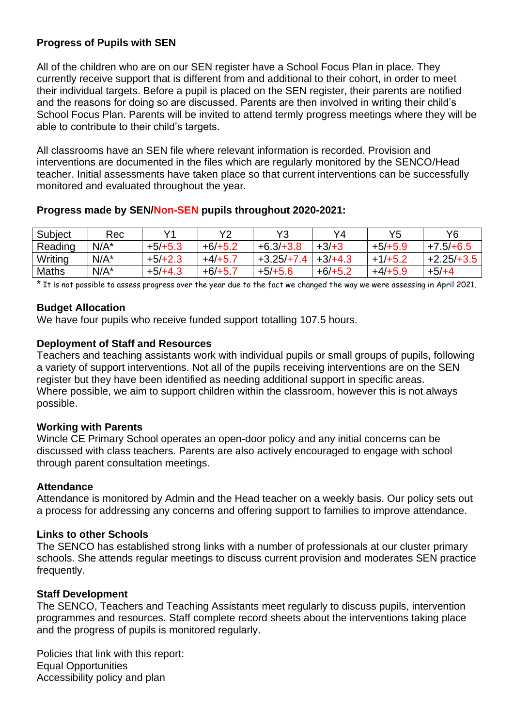**Progress of Pupils with SEN**

All of the children who are on our SEN register have a School Focus Plan in place. They currently receive support that is different from and additional to their cohort, in order to meet their individual targets. Before a pupil is placed on the SEN register, their parents are notified and the reasons for doing so are discussed. Parents are then involved in writing their child's School Focus Plan. Parents will be invited to attend termly progress meetings where they will be able to contribute to their child's targets.

All classrooms have an SEN file where relevant information is recorded. Provision and interventions are documented in the files which are regularly monitored by the SENCO/Head teacher. Initial assessments have taken place so that current interventions can be successfully monitored and evaluated throughout the year.

**Progress made by SEN/Non-SEN pupils throughout 2020-2021:**

| Subject | Rec | Y1 | Y2 | Y3 | Y4 | Y5 | Y6 |
|---|---|---|---|---|---|---|---|
| Reading | N/A* | +5/+5.3 | +6/+5.2 | +6.3/+3.8 | +3/+3 | +5/+5.9 | +7.5/+6.5 |
| Writing | N/A* | +5/+2.3 | +4/+5.7 | +3.25/+7.4 | +3/+4.3 | +1/+5.2 | +2.25/+3.5 |
| Maths | N/A* | +5/+4.3 | +6/+5.7 | +5/+5.6 | +6/+5.2 | +4/+5.9 | +5/+4 |

* It is not possible to assess progress over the year due to the fact we changed the way we were assessing in April 2021.

**Budget Allocation**
We have four pupils who receive funded support totalling 107.5 hours.

**Deployment of Staff and Resources**
Teachers and teaching assistants work with individual pupils or small groups of pupils, following a variety of support interventions. Not all of the pupils receiving interventions are on the SEN register but they have been identified as needing additional support in specific areas.
Where possible, we aim to support children within the classroom, however this is not always possible.

**Working with Parents**
Wincle CE Primary School operates an open-door policy and any initial concerns can be discussed with class teachers. Parents are also actively encouraged to engage with school through parent consultation meetings.

**Attendance**
Attendance is monitored by Admin and the Head teacher on a weekly basis. Our policy sets out a process for addressing any concerns and offering support to families to improve attendance.

**Links to other Schools**
The SENCO has established strong links with a number of professionals at our cluster primary schools. She attends regular meetings to discuss current provision and moderates SEN practice frequently.

**Staff Development**
The SENCO, Teachers and Teaching Assistants meet regularly to discuss pupils, intervention programmes and resources. Staff complete record sheets about the interventions taking place and the progress of pupils is monitored regularly.

Policies that link with this report:
Equal Opportunities
Accessibility policy and plan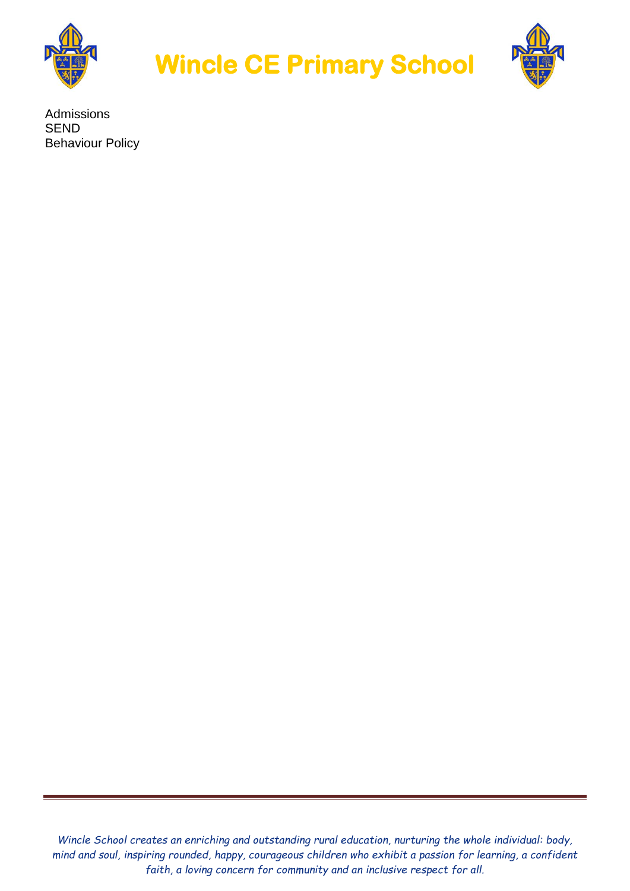# Wincle CE Primary School

Admissions
SEND
Behaviour Policy

*Wincle School creates an enriching and outstanding rural education, nurturing the whole individual: body, mind and soul, inspiring rounded, happy, courageous children who exhibit a passion for learning, a confident faith, a loving concern for community and an inclusive respect for all.*